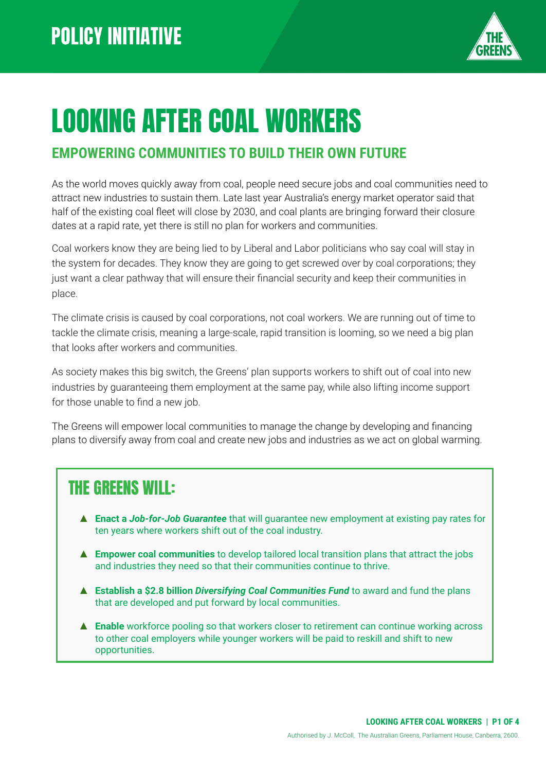POLICY INITIATIVE

# LOOKING AFTER COAL WORKERS

## EMPOWERING COMMUNITIES TO BUILD THEIR OWN FUTURE

As the world moves quickly away from coal, people need secure jobs and coal communities need to attract new industries to sustain them. Late last year Australia's energy market operator said that half of the existing coal fleet will close by 2030, and coal plants are bringing forward their closure dates at a rapid rate, yet there is still no plan for workers and communities.

Coal workers know they are being lied to by Liberal and Labor politicians who say coal will stay in the system for decades. They know they are going to get screwed over by coal corporations; they just want a clear pathway that will ensure their financial security and keep their communities in place.

The climate crisis is caused by coal corporations, not coal workers. We are running out of time to tackle the climate crisis, meaning a large-scale, rapid transition is looming, so we need a big plan that looks after workers and communities.

As society makes this big switch, the Greens' plan supports workers to shift out of coal into new industries by guaranteeing them employment at the same pay, while also lifting income support for those unable to find a new job.

The Greens will empower local communities to manage the change by developing and financing plans to diversify away from coal and create new jobs and industries as we act on global warming.

### THE GREENS WILL:

- **Enact a *Job-for-Job Guarantee*** that will guarantee new employment at existing pay rates for ten years where workers shift out of the coal industry.
- **Empower coal communities** to develop tailored local transition plans that attract the jobs and industries they need so that their communities continue to thrive.
- **Establish a $2.8 billion *Diversifying Coal Communities Fund*** to award and fund the plans that are developed and put forward by local communities.
- **Enable** workforce pooling so that workers closer to retirement can continue working across to other coal employers while younger workers will be paid to reskill and shift to new opportunities.

Authorised by J. McColl, The Australian Greens, Parliament House, Canberra, 2600.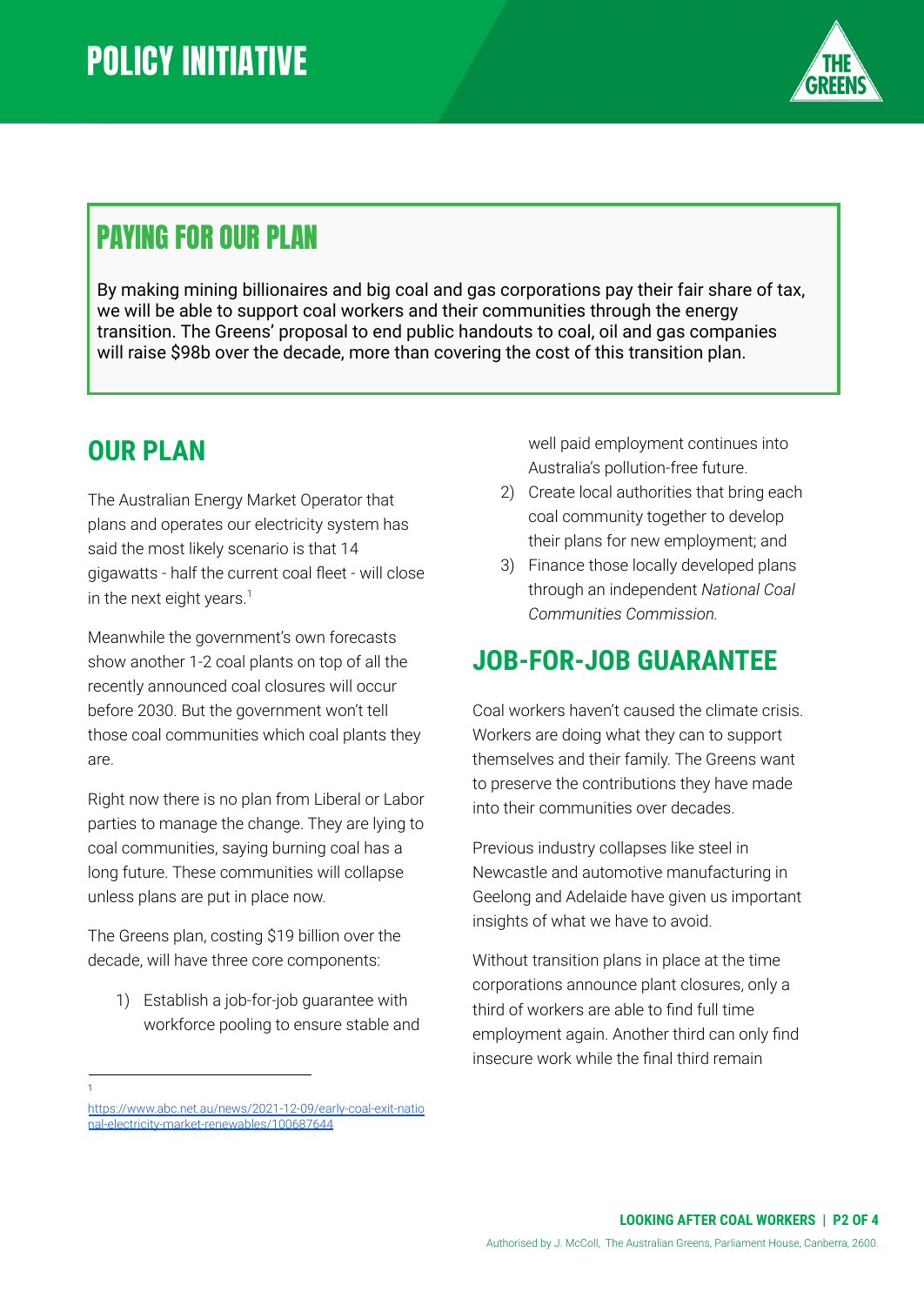# POLICY INITIATIVE

## PAYING FOR OUR PLAN

By making mining billionaires and big coal and gas corporations pay their fair share of tax, we will be able to support coal workers and their communities through the energy transition. The Greens' proposal to end public handouts to coal, oil and gas companies will raise $98b over the decade, more than covering the cost of this transition plan.

## OUR PLAN

The Australian Energy Market Operator that plans and operates our electricity system has said the most likely scenario is that 14 gigawatts - half the current coal fleet - will close in the next eight years.[1]

Meanwhile the government's own forecasts show another 1-2 coal plants on top of all the recently announced coal closures will occur before 2030. But the government won't tell those coal communities which coal plants they are.

Right now there is no plan from Liberal or Labor parties to manage the change. They are lying to coal communities, saying burning coal has a long future. These communities will collapse unless plans are put in place now.

The Greens plan, costing $19 billion over the decade, will have three core components:

1) Establish a job-for-job guarantee with workforce pooling to ensure stable and well paid employment continues into Australia's pollution-free future.
2) Create local authorities that bring each coal community together to develop their plans for new employment; and
3) Finance those locally developed plans through an independent *National Coal Communities Commission.*

## JOB-FOR-JOB GUARANTEE

Coal workers haven't caused the climate crisis. Workers are doing what they can to support themselves and their family. The Greens want to preserve the contributions they have made into their communities over decades.

Previous industry collapses like steel in Newcastle and automotive manufacturing in Geelong and Adelaide have given us important insights of what we have to avoid.

Without transition plans in place at the time corporations announce plant closures, only a third of workers are able to find full time employment again. Another third can only find insecure work while the final third remain

---

[1] https://www.abc.net.au/news/2021-12-09/early-coal-exit-national-electricity-market-renewables/100687644

Authorised by J. McColl, The Australian Greens, Parliament House, Canberra, 2600.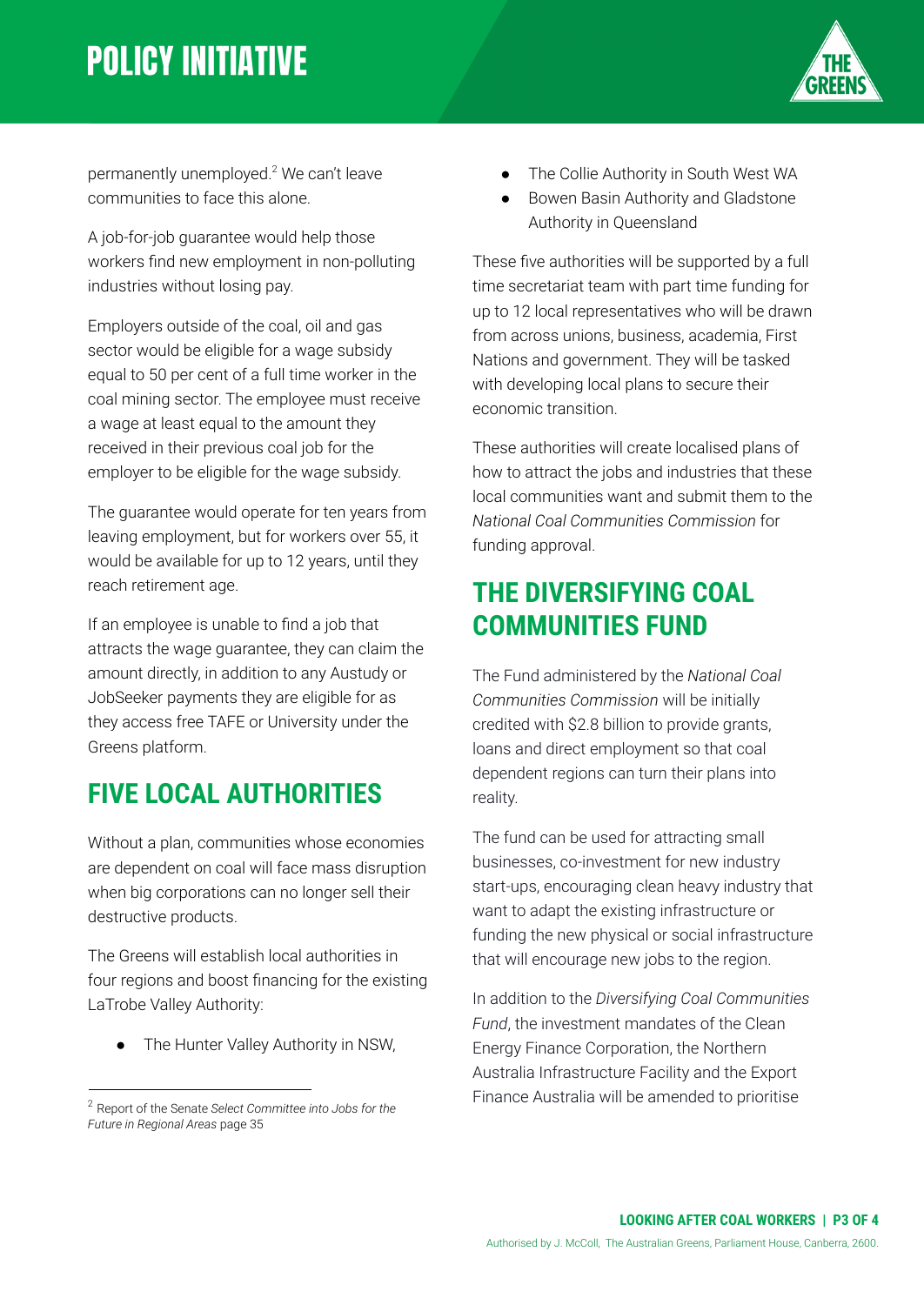permanently unemployed.[2] We can't leave communities to face this alone.

A job-for-job guarantee would help those workers find new employment in non-polluting industries without losing pay.

Employers outside of the coal, oil and gas sector would be eligible for a wage subsidy equal to 50 per cent of a full time worker in the coal mining sector. The employee must receive a wage at least equal to the amount they received in their previous coal job for the employer to be eligible for the wage subsidy.

The guarantee would operate for ten years from leaving employment, but for workers over 55, it would be available for up to 12 years, until they reach retirement age.

If an employee is unable to find a job that attracts the wage guarantee, they can claim the amount directly, in addition to any Austudy or JobSeeker payments they are eligible for as they access free TAFE or University under the Greens platform.

## FIVE LOCAL AUTHORITIES

Without a plan, communities whose economies are dependent on coal will face mass disruption when big corporations can no longer sell their destructive products.

The Greens will establish local authorities in four regions and boost financing for the existing LaTrobe Valley Authority:

- The Hunter Valley Authority in NSW,
- The Collie Authority in South West WA
- Bowen Basin Authority and Gladstone Authority in Queensland

These five authorities will be supported by a full time secretariat team with part time funding for up to 12 local representatives who will be drawn from across unions, business, academia, First Nations and government. They will be tasked with developing local plans to secure their economic transition.

These authorities will create localised plans of how to attract the jobs and industries that these local communities want and submit them to the *National Coal Communities Commission* for funding approval.

## THE DIVERSIFYING COAL COMMUNITIES FUND

The Fund administered by the *National Coal Communities Commission* will be initially credited with $2.8 billion to provide grants, loans and direct employment so that coal dependent regions can turn their plans into reality.

The fund can be used for attracting small businesses, co-investment for new industry start-ups, encouraging clean heavy industry that want to adapt the existing infrastructure or funding the new physical or social infrastructure that will encourage new jobs to the region.

In addition to the *Diversifying Coal Communities Fund*, the investment mandates of the Clean Energy Finance Corporation, the Northern Australia Infrastructure Facility and the Export Finance Australia will be amended to prioritise

[2] Report of the Senate *Select Committee into Jobs for the Future in Regional Areas* page 35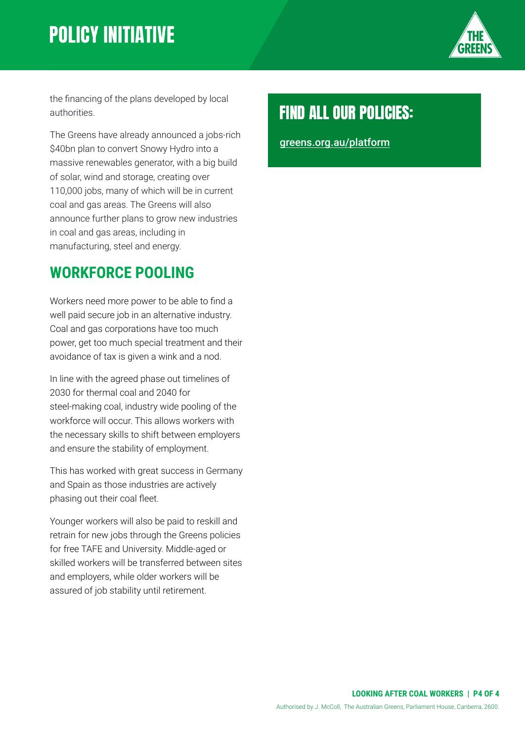the financing of the plans developed by local authorities.

The Greens have already announced a jobs-rich $40bn plan to convert Snowy Hydro into a massive renewables generator, with a big build of solar, wind and storage, creating over 110,000 jobs, many of which will be in current coal and gas areas. The Greens will also announce further plans to grow new industries in coal and gas areas, including in manufacturing, steel and energy.

## WORKFORCE POOLING

Workers need more power to be able to find a well paid secure job in an alternative industry. Coal and gas corporations have too much power, get too much special treatment and their avoidance of tax is given a wink and a nod.

In line with the agreed phase out timelines of 2030 for thermal coal and 2040 for steel-making coal, industry wide pooling of the workforce will occur. This allows workers with the necessary skills to shift between employers and ensure the stability of employment.

This has worked with great success in Germany and Spain as those industries are actively phasing out their coal fleet.

Younger workers will also be paid to reskill and retrain for new jobs through the Greens policies for free TAFE and University. Middle-aged or skilled workers will be transferred between sites and employers, while older workers will be assured of job stability until retirement.

## FIND ALL OUR POLICIES:

greens.org.au/platform

Authorised by J. McColl, The Australian Greens, Parliament House, Canberra, 2600.